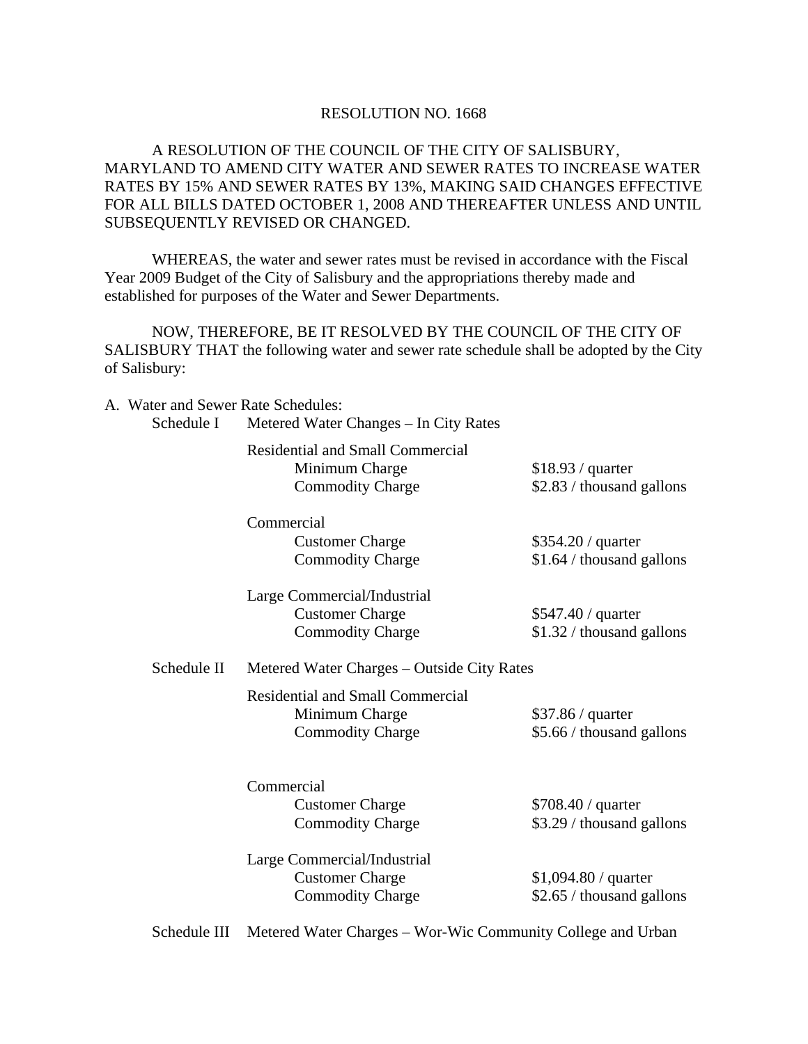RESOLUTION NO. 1668

A RESOLUTION OF THE COUNCIL OF THE CITY OF SALISBURY, MARYLAND TO AMEND CITY WATER AND SEWER RATES TO INCREASE WATER RATES BY 15% AND SEWER RATES BY 13%, MAKING SAID CHANGES EFFECTIVE FOR ALL BILLS DATED OCTOBER 1, 2008 AND THEREAFTER UNLESS AND UNTIL SUBSEQUENTLY REVISED OR CHANGED.

WHEREAS, the water and sewer rates must be revised in accordance with the Fiscal Year 2009 Budget of the City of Salisbury and the appropriations thereby made and established for purposes of the Water and Sewer Departments.

NOW, THEREFORE, BE IT RESOLVED BY THE COUNCIL OF THE CITY OF SALISBURY THAT the following water and sewer rate schedule shall be adopted by the City of Salisbury:

A. Water and Sewer Rate Schedules:

Schedule I Metered Water Changes – In City Rates

Residential and Small Commercial

| | |
|---|---|
| Minimum Charge | $18.93 / quarter |
| Commodity Charge | $2.83 / thousand gallons |

Commercial

| | |
|---|---|
| Customer Charge | $354.20 / quarter |
| Commodity Charge | $1.64 / thousand gallons |

Large Commercial/Industrial

| | |
|---|---|
| Customer Charge | $547.40 / quarter |
| Commodity Charge | $1.32 / thousand gallons |

Schedule II Metered Water Charges – Outside City Rates

Residential and Small Commercial

| | |
|---|---|
| Minimum Charge | $37.86 / quarter |
| Commodity Charge | $5.66 / thousand gallons |

Commercial

| | |
|---|---|
| Customer Charge | $708.40 / quarter |
| Commodity Charge | $3.29 / thousand gallons |

Large Commercial/Industrial

| | |
|---|---|
| Customer Charge | $1,094.80 / quarter |
| Commodity Charge | $2.65 / thousand gallons |

Schedule III Metered Water Charges – Wor-Wic Community College and Urban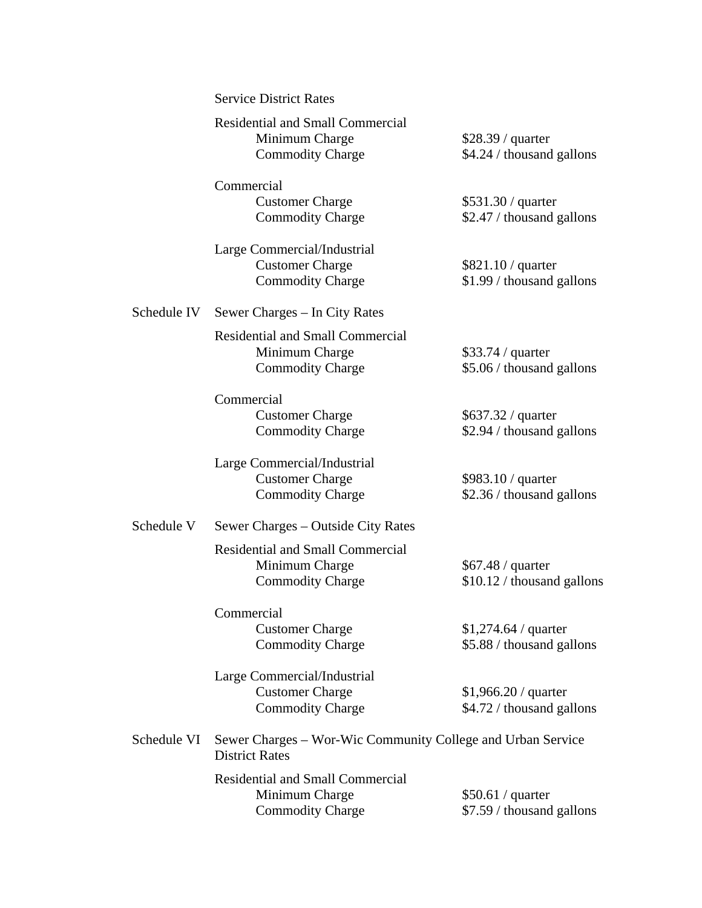Service District Rates

Residential and Small Commercial

| | |
|---|---|
| Minimum Charge | $28.39 / quarter |
| Commodity Charge | $4.24 / thousand gallons |

Commercial

| | |
|---|---|
| Customer Charge | $531.30 / quarter |
| Commodity Charge | $2.47 / thousand gallons |

Large Commercial/Industrial

| | |
|---|---|
| Customer Charge | $821.10 / quarter |
| Commodity Charge | $1.99 / thousand gallons |

Schedule IV Sewer Charges – In City Rates

Residential and Small Commercial

| | |
|---|---|
| Minimum Charge | $33.74 / quarter |
| Commodity Charge | $5.06 / thousand gallons |

Commercial

| | |
|---|---|
| Customer Charge | $637.32 / quarter |
| Commodity Charge | $2.94 / thousand gallons |

Large Commercial/Industrial

| | |
|---|---|
| Customer Charge | $983.10 / quarter |
| Commodity Charge | $2.36 / thousand gallons |

Schedule V Sewer Charges – Outside City Rates

Residential and Small Commercial

| | |
|---|---|
| Minimum Charge | $67.48 / quarter |
| Commodity Charge | $10.12 / thousand gallons |

Commercial

| | |
|---|---|
| Customer Charge | $1,274.64 / quarter |
| Commodity Charge | $5.88 / thousand gallons |

Large Commercial/Industrial

| | |
|---|---|
| Customer Charge | $1,966.20 / quarter |
| Commodity Charge | $4.72 / thousand gallons |

Schedule VI Sewer Charges – Wor-Wic Community College and Urban Service District Rates

Residential and Small Commercial

| | |
|---|---|
| Minimum Charge | $50.61 / quarter |
| Commodity Charge | $7.59 / thousand gallons |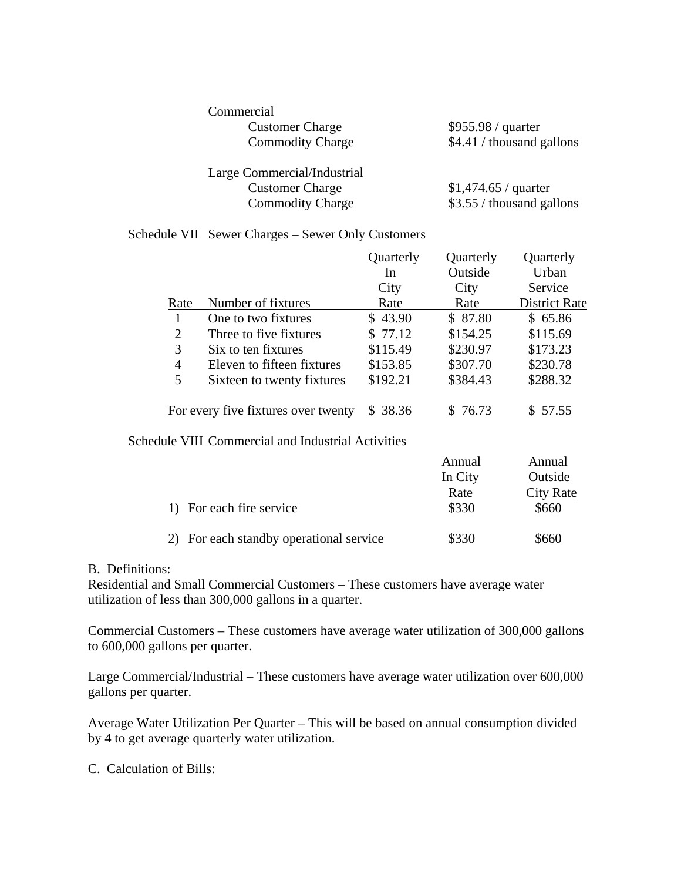Commercial

| | |
|---|---|
| Customer Charge | $955.98 / quarter |
| Commodity Charge | $4.41 / thousand gallons |

Large Commercial/Industrial

| | |
|---|---|
| Customer Charge | $1,474.65 / quarter |
| Commodity Charge | $3.55 / thousand gallons |

Schedule VII Sewer Charges – Sewer Only Customers

| Rate | Number of fixtures | Quarterly In City Rate | Quarterly Outside City Rate | Quarterly Urban Service District Rate |
|---|---|---|---|---|
| 1 | One to two fixtures | $ 43.90 | $ 87.80 | $ 65.86 |
| 2 | Three to five fixtures | $ 77.12 | $154.25 | $115.69 |
| 3 | Six to ten fixtures | $115.49 | $230.97 | $173.23 |
| 4 | Eleven to fifteen fixtures | $153.85 | $307.70 | $230.78 |
| 5 | Sixteen to twenty fixtures | $192.21 | $384.43 | $288.32 |
| | For every five fixtures over twenty | $ 38.36 | $ 76.73 | $ 57.55 |

Schedule VIII Commercial and Industrial Activities

| | Annual In City Rate | Annual Outside City Rate |
|---|---|---|
| 1) For each fire service | $330 | $660 |
| 2) For each standby operational service | $330 | $660 |

B. Definitions:

Residential and Small Commercial Customers – These customers have average water utilization of less than 300,000 gallons in a quarter.

Commercial Customers – These customers have average water utilization of 300,000 gallons to 600,000 gallons per quarter.

Large Commercial/Industrial – These customers have average water utilization over 600,000 gallons per quarter.

Average Water Utilization Per Quarter – This will be based on annual consumption divided by 4 to get average quarterly water utilization.

C. Calculation of Bills: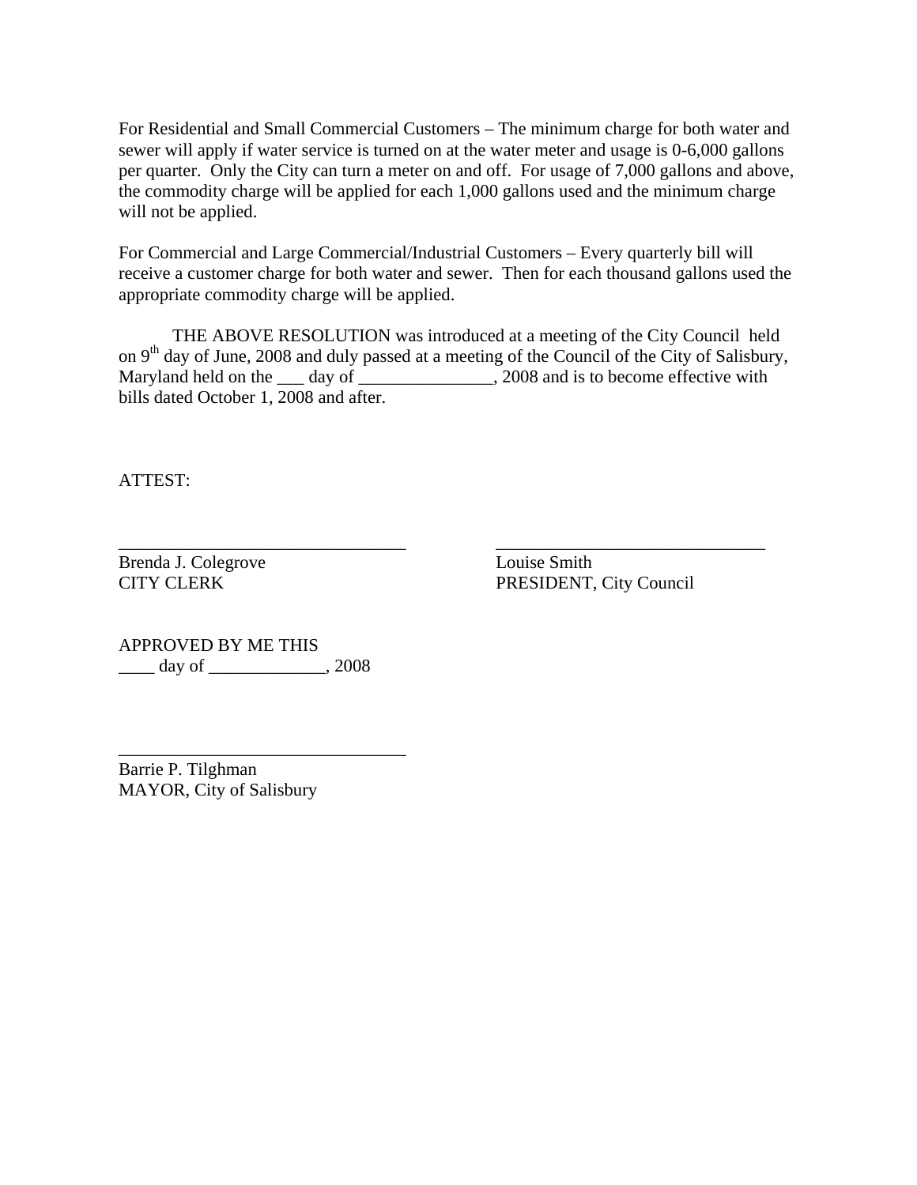For Residential and Small Commercial Customers – The minimum charge for both water and sewer will apply if water service is turned on at the water meter and usage is 0-6,000 gallons per quarter. Only the City can turn a meter on and off. For usage of 7,000 gallons and above, the commodity charge will be applied for each 1,000 gallons used and the minimum charge will not be applied.

For Commercial and Large Commercial/Industrial Customers – Every quarterly bill will receive a customer charge for both water and sewer. Then for each thousand gallons used the appropriate commodity charge will be applied.

THE ABOVE RESOLUTION was introduced at a meeting of the City Council held on 9th day of June, 2008 and duly passed at a meeting of the Council of the City of Salisbury, Maryland held on the ___ day of _______________, 2008 and is to become effective with bills dated October 1, 2008 and after.

ATTEST:

________________________________
Brenda J. Colegrove
CITY CLERK

________________________________
Louise Smith
PRESIDENT, City Council

APPROVED BY ME THIS
____ day of _____________, 2008

________________________________
Barrie P. Tilghman
MAYOR, City of Salisbury